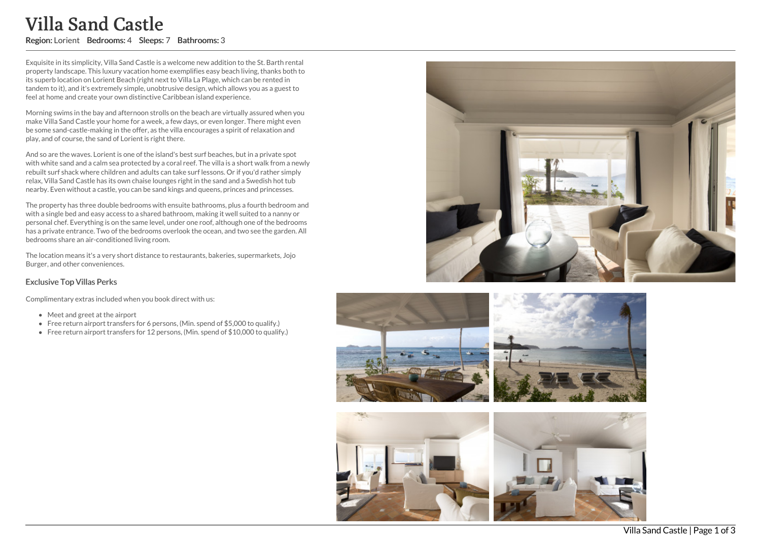# Villa Sand Castle

**Region:** Lorient **Bedrooms:** 4 **Sleeps:** 7 **Bathrooms:** 3

Exquisite in its simplicity, Villa Sand Castle is a welcome new addition to the St. Barth rental property landscape. This luxury vacation home exemplifies easy beach living, thanks both to its superb location on Lorient Beach (right next to Villa La Plage, which can be rented in tandem to it), and it's extremely simple, unobtrusive design, which allows you as a guest to feel at home and create your own distinctive Caribbean island experience.

Morning swims in the bay and afternoon strolls on the beach are virtually assured when you make Villa Sand Castle your home for a week, a few days, or even longer. There might even be some sand-castle-making in the offer, as the villa encourages a spirit of relaxation and play, and of course, the sand of Lorient is right there.

And so are the waves. Lorient is one of the island's best surf beaches, but in a private spot with white sand and a calm sea protected by a coral reef. The villa is a short walk from a newly rebuilt surf shack where children and adults can take surf lessons. Or if you'd rather simply relax, Villa Sand Castle has its own chaise lounges right in the sand and a Swedish hot tub nearby. Even without a castle, you can be sand kings and queens, princes and princesses.

The property has three double bedrooms with ensuite bathrooms, plus a fourth bedroom and with a single bed and easy access to a shared bathroom, making it well suited to a nanny or personal chef. Everything is on the same level, under one roof, although one of the bedrooms has a private entrance. Two of the bedrooms overlook the ocean, and two see the garden. All bedrooms share an air-conditioned living room.

The location means it's a very short distance to restaurants, bakeries, supermarkets, Jojo Burger, and other conveniences.

### Exclusive Top Villas Perks

Complimentary extras included when you book direct with us:

- Meet and greet at the airport
- Free return airport transfers for 6 persons, (Min. spend of $5,000 to qualify.)
- Free return airport transfers for 12 persons, (Min. spend of $10,000 to qualify.)